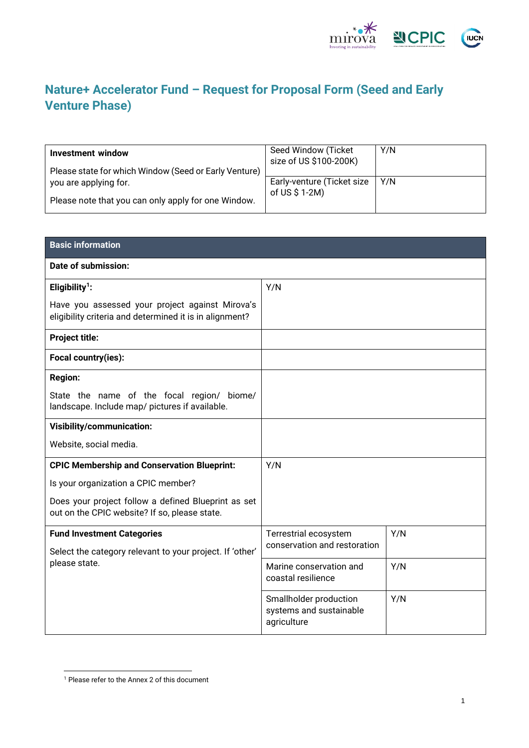# Nature+ Accelerator Fund – Request for Proposal Form (Seed and Early Venture Phase)

| Investment window<br><br>Please state for which Window (Seed or Early Venture) you are applying for.<br><br>Please note that you can only apply for one Window. | Seed Window (Ticket size of US $100-200K) | Y/N |
|---|---|---|
| | Early-venture (Ticket size of US $ 1-2M) | Y/N |

| Basic information | | |
|---|---|---|
| **Date of submission:** | | |
| **Eligibility[1]:**<br><br>Have you assessed your project against Mirova's eligibility criteria and determined it is in alignment? | Y/N | |
| **Project title:** | | |
| **Focal country(ies):** | | |
| **Region:**<br><br>State the name of the focal region/ biome/ landscape. Include map/ pictures if available. | | |
| **Visibility/communication:**<br><br>Website, social media. | | |
| **CPIC Membership and Conservation Blueprint:**<br><br>Is your organization a CPIC member?<br><br>Does your project follow a defined Blueprint as set out on the CPIC website? If so, please state. | Y/N | |
| **Fund Investment Categories**<br><br>Select the category relevant to your project. If 'other' please state. | Terrestrial ecosystem conservation and restoration | Y/N |
| | Marine conservation and coastal resilience | Y/N |
| | Smallholder production systems and sustainable agriculture | Y/N |

[1] Please refer to the Annex 2 of this document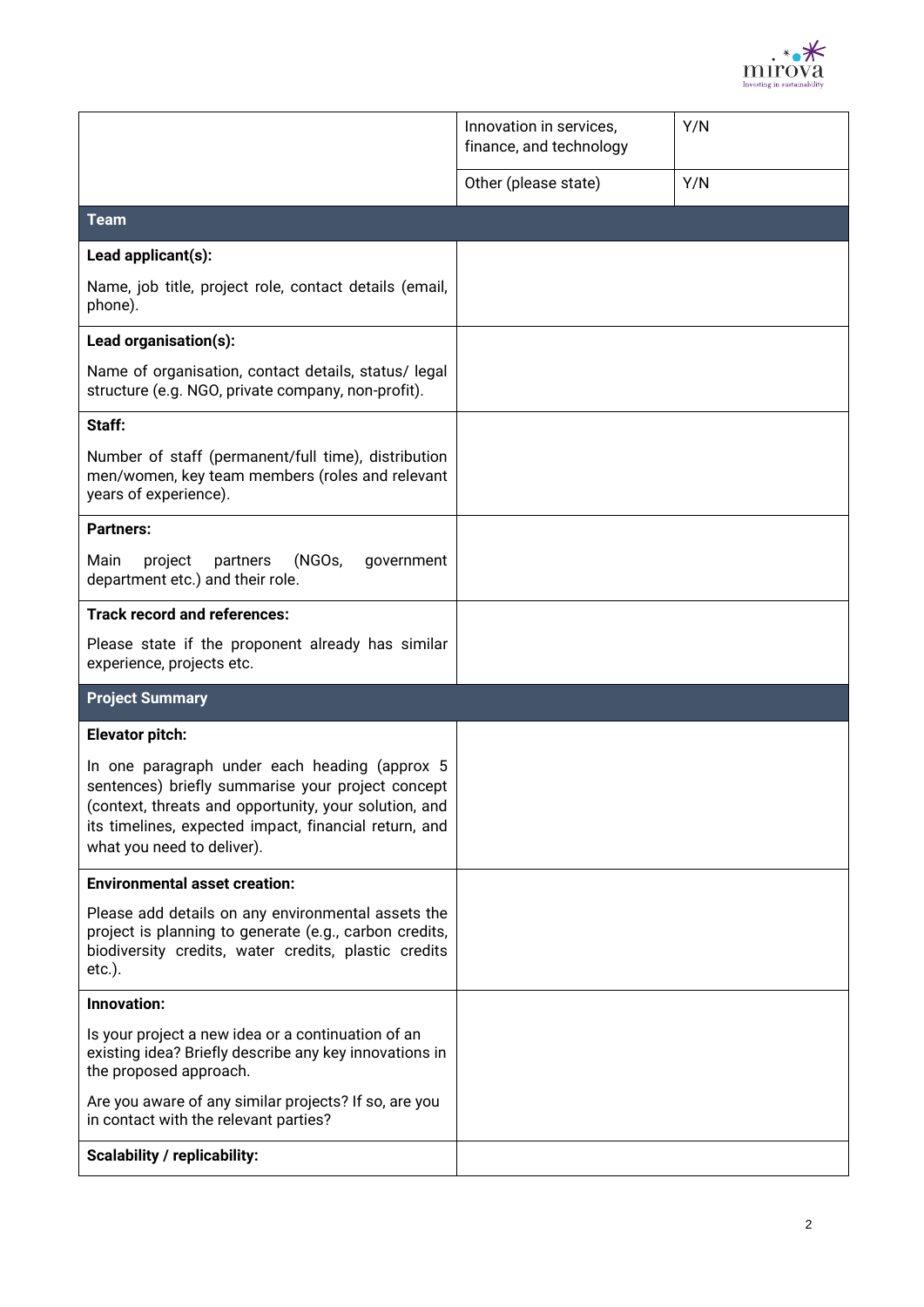| | | |
|---|---|---|
| | Innovation in services, finance, and technology | Y/N |
| | Other (please state) | Y/N |

| **Team** | |
|---|---|
| **Lead applicant(s):**<br><br>Name, job title, project role, contact details (email, phone). | |
| **Lead organisation(s):**<br><br>Name of organisation, contact details, status/ legal structure (e.g. NGO, private company, non-profit). | |
| **Staff:**<br><br>Number of staff (permanent/full time), distribution men/women, key team members (roles and relevant years of experience). | |
| **Partners:**<br><br>Main project partners (NGOs, government department etc.) and their role. | |
| **Track record and references:**<br><br>Please state if the proponent already has similar experience, projects etc. | |

| **Project Summary** | |
|---|---|
| **Elevator pitch:**<br><br>In one paragraph under each heading (approx 5 sentences) briefly summarise your project concept (context, threats and opportunity, your solution, and its timelines, expected impact, financial return, and what you need to deliver). | |
| **Environmental asset creation:**<br><br>Please add details on any environmental assets the project is planning to generate (e.g., carbon credits, biodiversity credits, water credits, plastic credits etc.). | |
| **Innovation:**<br><br>Is your project a new idea or a continuation of an existing idea? Briefly describe any key innovations in the proposed approach.<br><br>Are you aware of any similar projects? If so, are you in contact with the relevant parties? | |
| **Scalability / replicability:** | |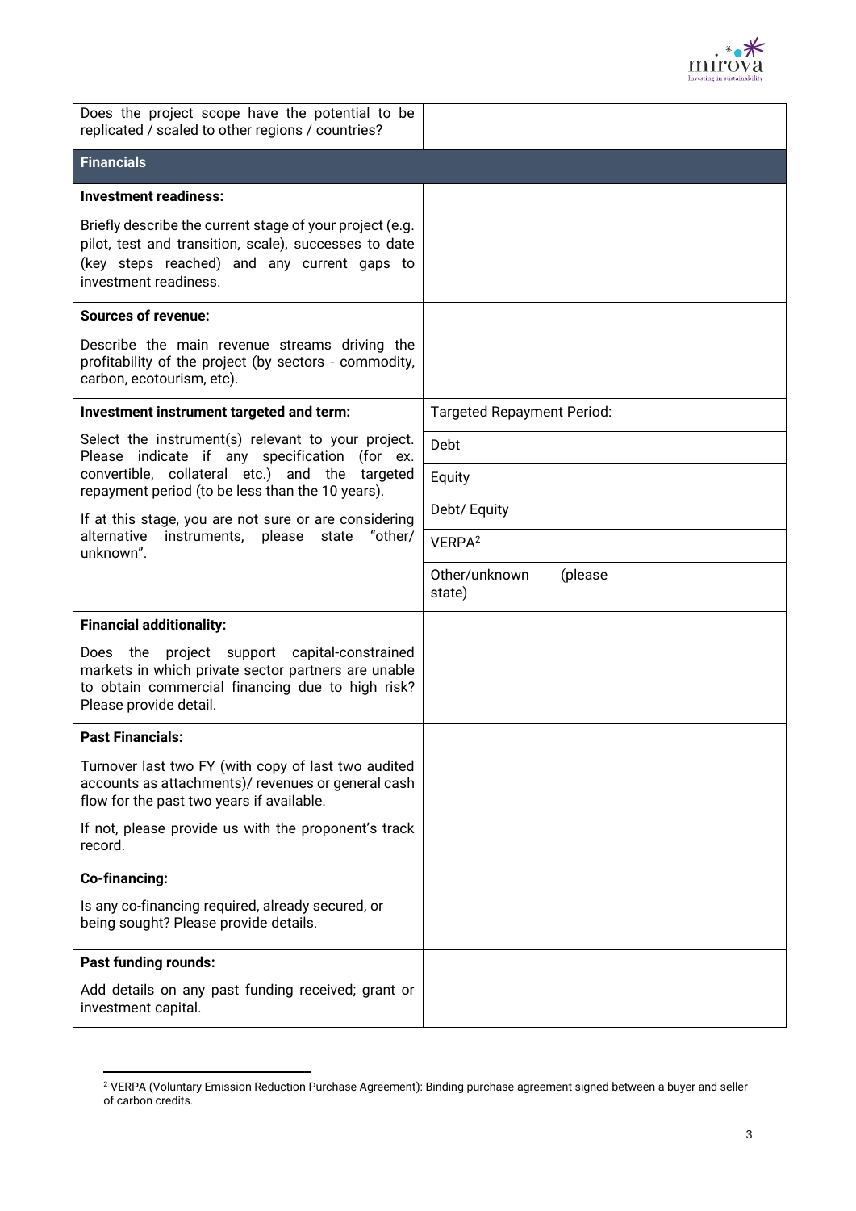| | | |
|---|---|---|
| Does the project scope have the potential to be replicated / scaled to other regions / countries? | | |
| **Financials** | | |
| **Investment readiness:**<br><br>Briefly describe the current stage of your project (e.g. pilot, test and transition, scale), successes to date (key steps reached) and any current gaps to investment readiness. | | |
| **Sources of revenue:**<br><br>Describe the main revenue streams driving the profitability of the project (by sectors - commodity, carbon, ecotourism, etc). | | |
| **Investment instrument targeted and term:**<br><br>Select the instrument(s) relevant to your project. Please indicate if any specification (for ex. convertible, collateral etc.) and the targeted repayment period (to be less than the 10 years).<br><br>If at this stage, you are not sure or are considering alternative instruments, please state "other/ unknown". | Targeted Repayment Period: | |
| | Debt | |
| | Equity | |
| | Debt/ Equity | |
| | VERPA[2] | |
| | Other/unknown (please state) | |
| **Financial additionality:**<br><br>Does the project support capital-constrained markets in which private sector partners are unable to obtain commercial financing due to high risk? Please provide detail. | | |
| **Past Financials:**<br><br>Turnover last two FY (with copy of last two audited accounts as attachments)/ revenues or general cash flow for the past two years if available.<br><br>If not, please provide us with the proponent's track record. | | |
| **Co-financing:**<br><br>Is any co-financing required, already secured, or being sought? Please provide details. | | |
| **Past funding rounds:**<br><br>Add details on any past funding received; grant or investment capital. | | |

[2] VERPA (Voluntary Emission Reduction Purchase Agreement): Binding purchase agreement signed between a buyer and seller of carbon credits.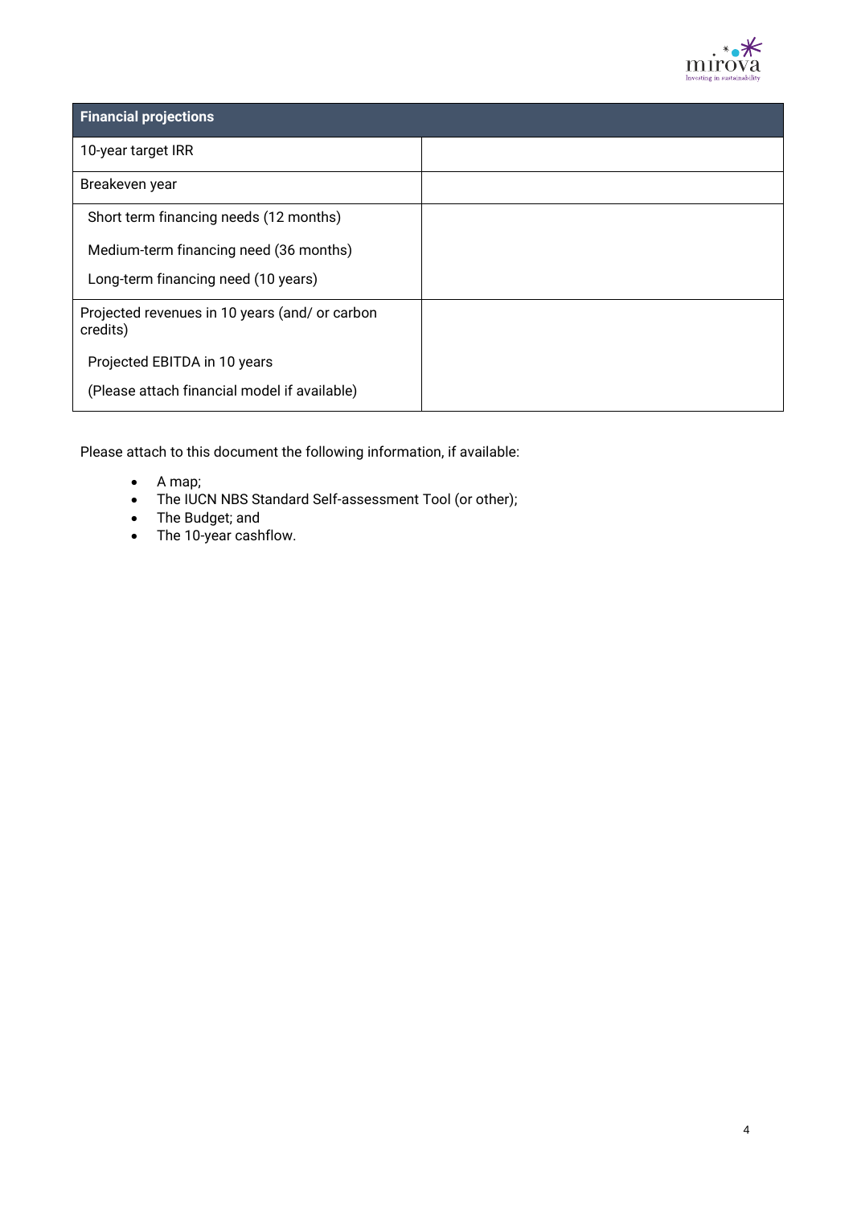| Financial projections | |
|---|---|
| 10-year target IRR | |
| Breakeven year | |
| Short term financing needs (12 months)<br>Medium-term financing need (36 months)<br>Long-term financing need (10 years) | |
| Projected revenues in 10 years (and/ or carbon credits)<br>Projected EBITDA in 10 years<br>(Please attach financial model if available) | |

Please attach to this document the following information, if available:

- A map;
- The IUCN NBS Standard Self-assessment Tool (or other);
- The Budget; and
- The 10-year cashflow.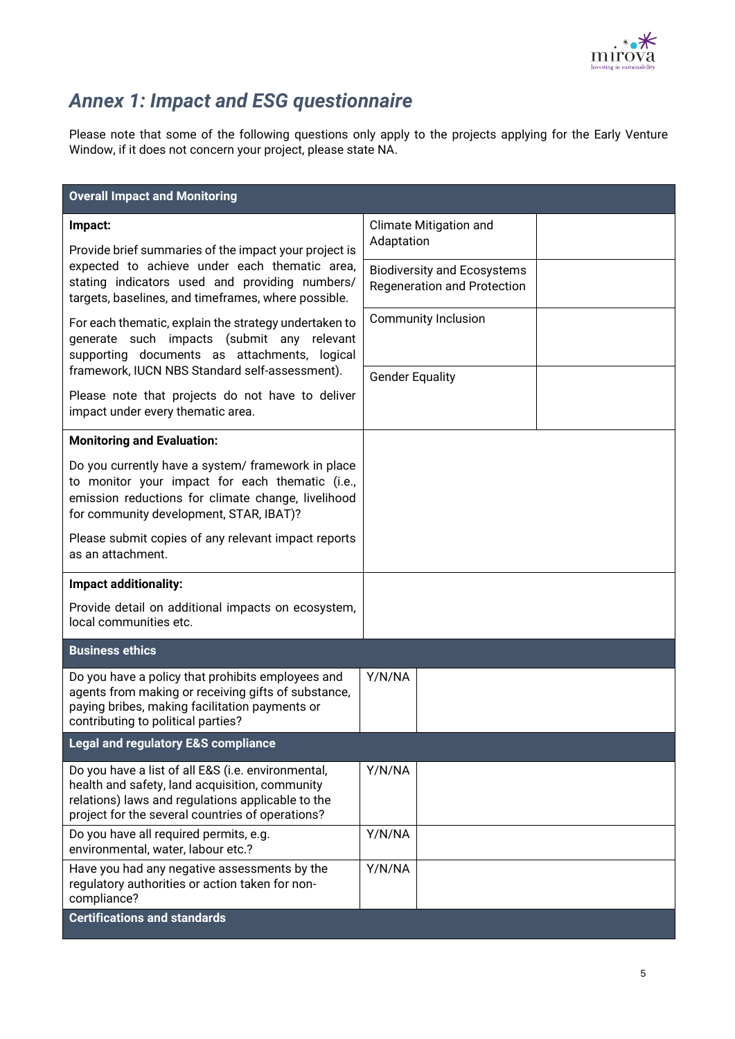## *Annex 1: Impact and ESG questionnaire*

Please note that some of the following questions only apply to the projects applying for the Early Venture Window, if it does not concern your project, please state NA.

| **Overall Impact and Monitoring** | | |
|---|---|---|
| **Impact:**<br><br>Provide brief summaries of the impact your project is expected to achieve under each thematic area, stating indicators used and providing numbers/ targets, baselines, and timeframes, where possible.<br><br>For each thematic, explain the strategy undertaken to generate such impacts (submit any relevant supporting documents as attachments, logical framework, IUCN NBS Standard self-assessment).<br><br>Please note that projects do not have to deliver impact under every thematic area. | Climate Mitigation and Adaptation | |
| | Biodiversity and Ecosystems Regeneration and Protection | |
| | Community Inclusion | |
| | Gender Equality | |
| **Monitoring and Evaluation:**<br><br>Do you currently have a system/ framework in place to monitor your impact for each thematic (i.e., emission reductions for climate change, livelihood for community development, STAR, IBAT)?<br><br>Please submit copies of any relevant impact reports as an attachment. | | |
| **Impact additionality:**<br><br>Provide detail on additional impacts on ecosystem, local communities etc. | | |

| **Business ethics** | | |
|---|---|---|
| Do you have a policy that prohibits employees and agents from making or receiving gifts of substance, paying bribes, making facilitation payments or contributing to political parties? | Y/N/NA | |
| **Legal and regulatory E&S compliance** | | |
| Do you have a list of all E&S (i.e. environmental, health and safety, land acquisition, community relations) laws and regulations applicable to the project for the several countries of operations? | Y/N/NA | |
| Do you have all required permits, e.g. environmental, water, labour etc.? | Y/N/NA | |
| Have you had any negative assessments by the regulatory authorities or action taken for non-compliance? | Y/N/NA | |
| **Certifications and standards** | | |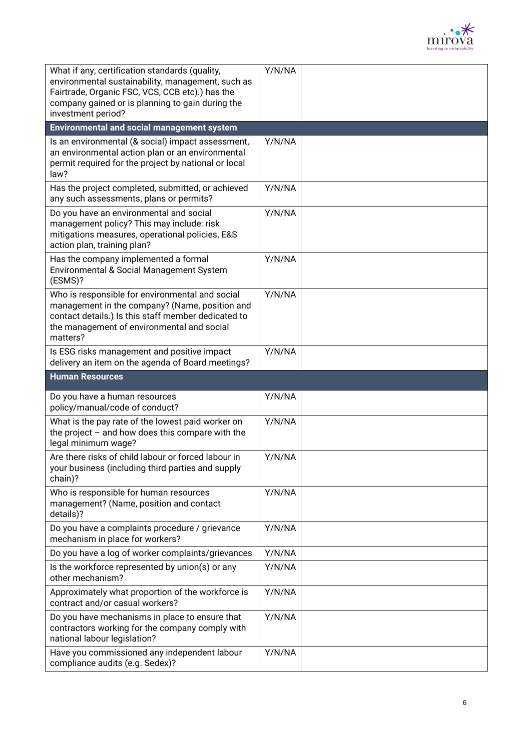| | | |
|---|---|---|
| What if any, certification standards (quality, environmental sustainability, management, such as Fairtrade, Organic FSC, VCS, CCB etc).) has the company gained or is planning to gain during the investment period? | Y/N/NA | |
| **Environmental and social management system** | | |
| Is an environmental (& social) impact assessment, an environmental action plan or an environmental permit required for the project by national or local law? | Y/N/NA | |
| Has the project completed, submitted, or achieved any such assessments, plans or permits? | Y/N/NA | |
| Do you have an environmental and social management policy? This may include: risk mitigations measures, operational policies, E&S action plan, training plan? | Y/N/NA | |
| Has the company implemented a formal Environmental & Social Management System (ESMS)? | Y/N/NA | |
| Who is responsible for environmental and social management in the company? (Name, position and contact details.) Is this staff member dedicated to the management of environmental and social matters? | Y/N/NA | |
| Is ESG risks management and positive impact delivery an item on the agenda of Board meetings? | Y/N/NA | |
| **Human Resources** | | |
| Do you have a human resources policy/manual/code of conduct? | Y/N/NA | |
| What is the pay rate of the lowest paid worker on the project – and how does this compare with the legal minimum wage? | Y/N/NA | |
| Are there risks of child labour or forced labour in your business (including third parties and supply chain)? | Y/N/NA | |
| Who is responsible for human resources management? (Name, position and contact details)? | Y/N/NA | |
| Do you have a complaints procedure / grievance mechanism in place for workers? | Y/N/NA | |
| Do you have a log of worker complaints/grievances | Y/N/NA | |
| Is the workforce represented by union(s) or any other mechanism? | Y/N/NA | |
| Approximately what proportion of the workforce is contract and/or casual workers? | Y/N/NA | |
| Do you have mechanisms in place to ensure that contractors working for the company comply with national labour legislation? | Y/N/NA | |
| Have you commissioned any independent labour compliance audits (e.g. Sedex)? | Y/N/NA | |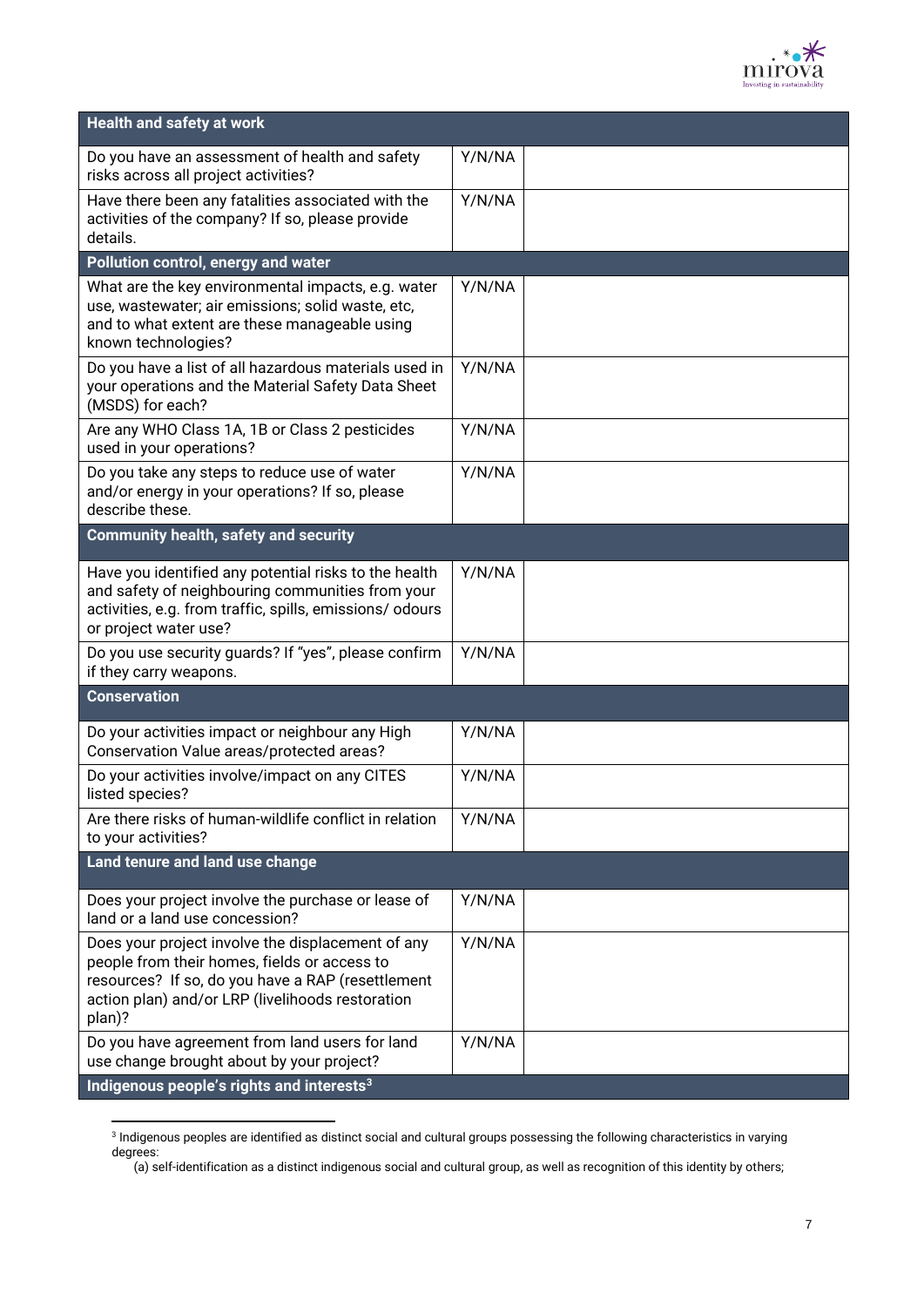| Health and safety at work | | |
|---|---|---|
| Do you have an assessment of health and safety risks across all project activities? | Y/N/NA | |
| Have there been any fatalities associated with the activities of the company? If so, please provide details. | Y/N/NA | |
| **Pollution control, energy and water** | | |
| What are the key environmental impacts, e.g. water use, wastewater; air emissions; solid waste, etc, and to what extent are these manageable using known technologies? | Y/N/NA | |
| Do you have a list of all hazardous materials used in your operations and the Material Safety Data Sheet (MSDS) for each? | Y/N/NA | |
| Are any WHO Class 1A, 1B or Class 2 pesticides used in your operations? | Y/N/NA | |
| Do you take any steps to reduce use of water and/or energy in your operations? If so, please describe these. | Y/N/NA | |
| **Community health, safety and security** | | |
| Have you identified any potential risks to the health and safety of neighbouring communities from your activities, e.g. from traffic, spills, emissions/ odours or project water use? | Y/N/NA | |
| Do you use security guards? If "yes", please confirm if they carry weapons. | Y/N/NA | |
| **Conservation** | | |
| Do your activities impact or neighbour any High Conservation Value areas/protected areas? | Y/N/NA | |
| Do your activities involve/impact on any CITES listed species? | Y/N/NA | |
| Are there risks of human-wildlife conflict in relation to your activities? | Y/N/NA | |
| **Land tenure and land use change** | | |
| Does your project involve the purchase or lease of land or a land use concession? | Y/N/NA | |
| Does your project involve the displacement of any people from their homes, fields or access to resources? If so, do you have a RAP (resettlement action plan) and/or LRP (livelihoods restoration plan)? | Y/N/NA | |
| Do you have agreement from land users for land use change brought about by your project? | Y/N/NA | |
| **Indigenous people's rights and interests[3]** | | |

[3] Indigenous peoples are identified as distinct social and cultural groups possessing the following characteristics in varying degrees:

(a) self-identification as a distinct indigenous social and cultural group, as well as recognition of this identity by others;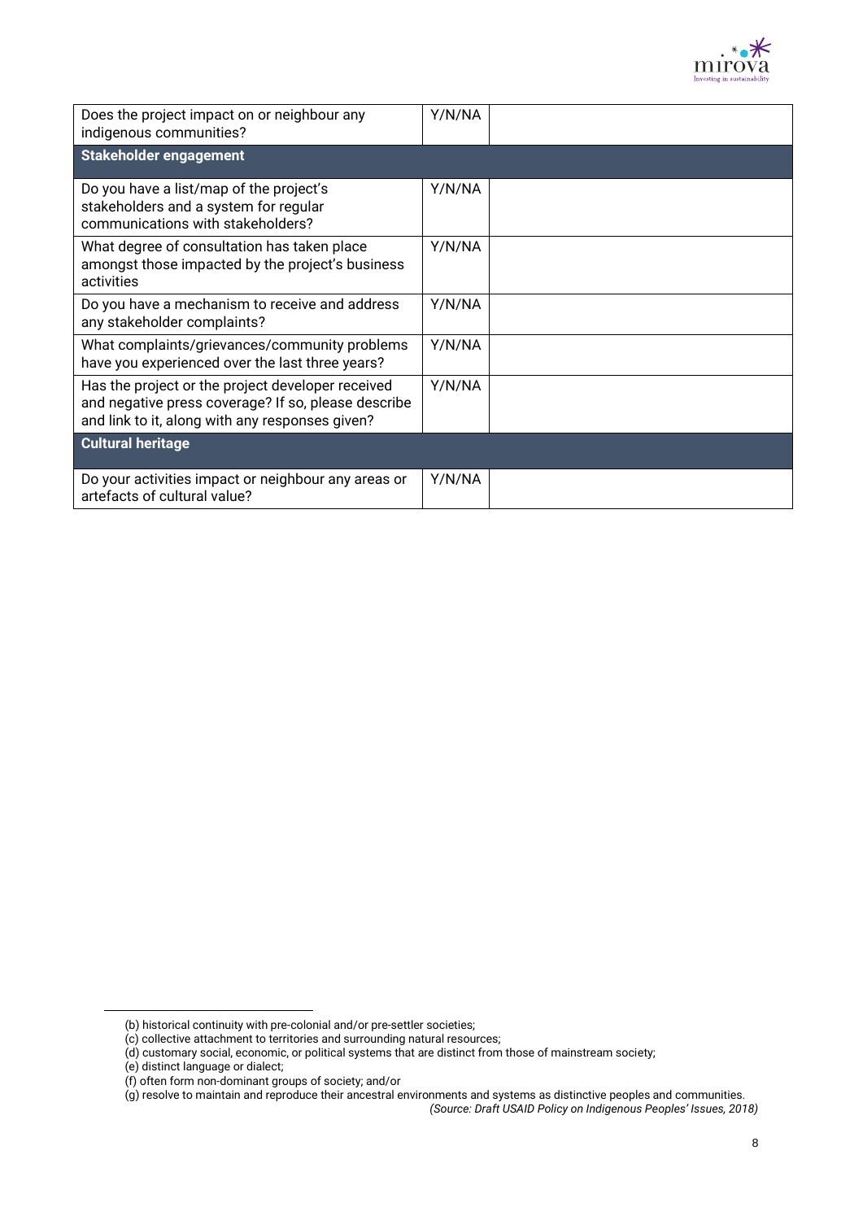| | | |
|---|---|---|
| Does the project impact on or neighbour any indigenous communities? | Y/N/NA | |
| **Stakeholder engagement** | | |
| Do you have a list/map of the project's stakeholders and a system for regular communications with stakeholders? | Y/N/NA | |
| What degree of consultation has taken place amongst those impacted by the project's business activities | Y/N/NA | |
| Do you have a mechanism to receive and address any stakeholder complaints? | Y/N/NA | |
| What complaints/grievances/community problems have you experienced over the last three years? | Y/N/NA | |
| Has the project or the project developer received and negative press coverage? If so, please describe and link to it, along with any responses given? | Y/N/NA | |
| **Cultural heritage** | | |
| Do your activities impact or neighbour any areas or artefacts of cultural value? | Y/N/NA | |

(b) historical continuity with pre-colonial and/or pre-settler societies;
(c) collective attachment to territories and surrounding natural resources;
(d) customary social, economic, or political systems that are distinct from those of mainstream society;
(e) distinct language or dialect;
(f) often form non-dominant groups of society; and/or
(g) resolve to maintain and reproduce their ancestral environments and systems as distinctive peoples and communities.
*(Source: Draft USAID Policy on Indigenous Peoples' Issues, 2018)*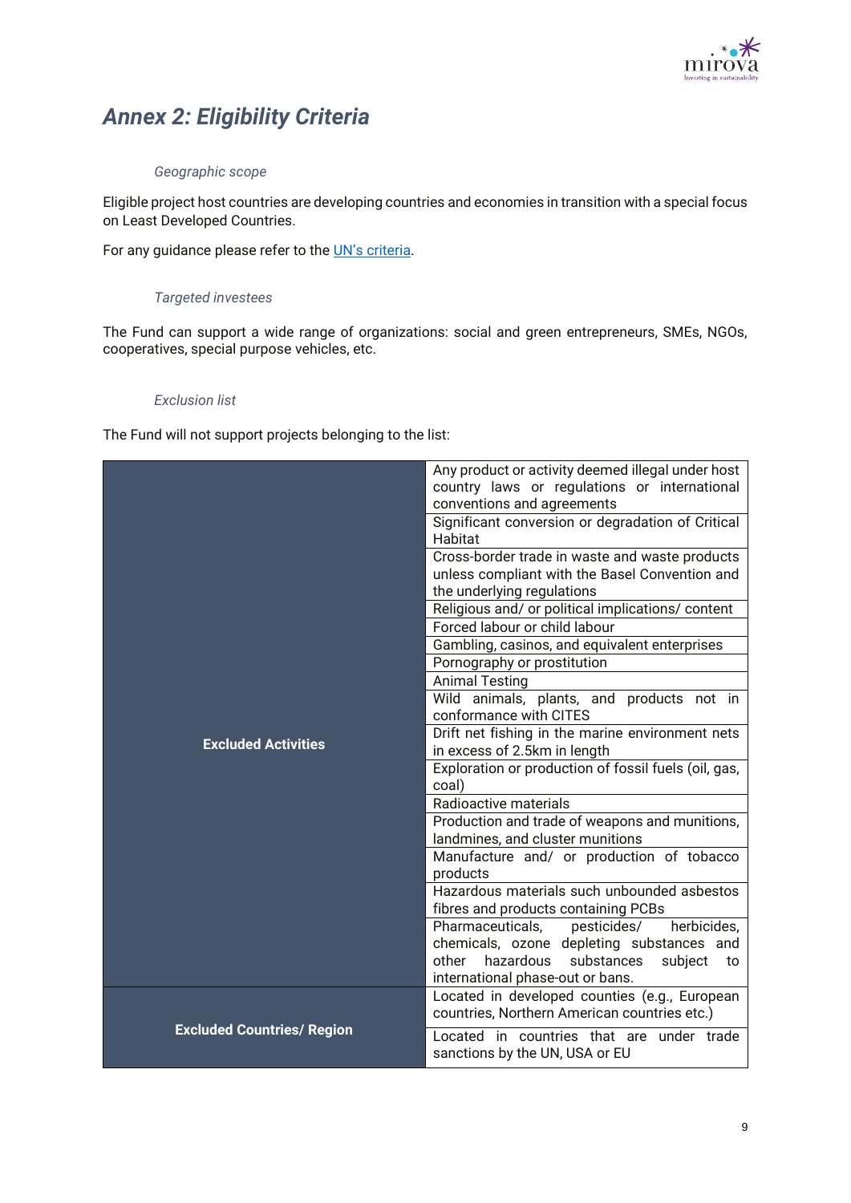# *Annex 2: Eligibility Criteria*

### *Geographic scope*

Eligible project host countries are developing countries and economies in transition with a special focus on Least Developed Countries.

For any guidance please refer to the [UN's criteria](UN's criteria).

### *Targeted investees*

The Fund can support a wide range of organizations: social and green entrepreneurs, SMEs, NGOs, cooperatives, special purpose vehicles, etc.

### *Exclusion list*

The Fund will not support projects belonging to the list:

| | |
|---|---|
| **Excluded Activities** | Any product or activity deemed illegal under host country laws or regulations or international conventions and agreements |
| | Significant conversion or degradation of Critical Habitat |
| | Cross-border trade in waste and waste products unless compliant with the Basel Convention and the underlying regulations |
| | Religious and/ or political implications/ content |
| | Forced labour or child labour |
| | Gambling, casinos, and equivalent enterprises |
| | Pornography or prostitution |
| | Animal Testing |
| | Wild animals, plants, and products not in conformance with CITES |
| | Drift net fishing in the marine environment nets in excess of 2.5km in length |
| | Exploration or production of fossil fuels (oil, gas, coal) |
| | Radioactive materials |
| | Production and trade of weapons and munitions, landmines, and cluster munitions |
| | Manufacture and/ or production of tobacco products |
| | Hazardous materials such unbounded asbestos fibres and products containing PCBs |
| | Pharmaceuticals, pesticides/ herbicides, chemicals, ozone depleting substances and other hazardous substances subject to international phase-out or bans. |
| **Excluded Countries/ Region** | Located in developed counties (e.g., European countries, Northern American countries etc.) |
| | Located in countries that are under trade sanctions by the UN, USA or EU |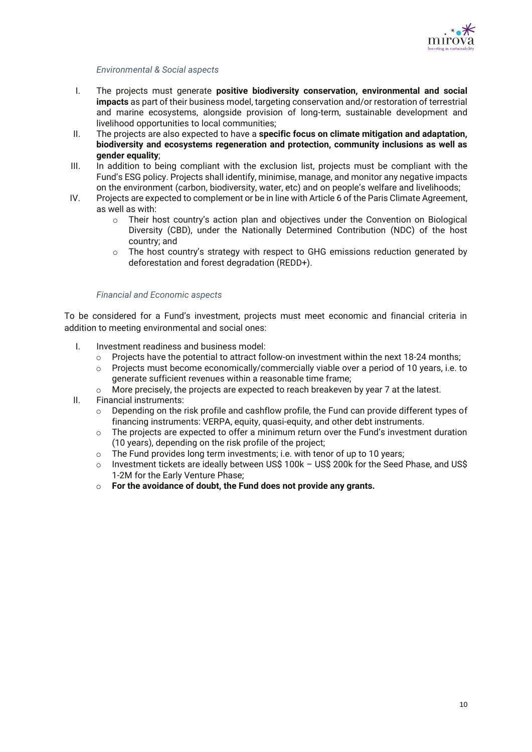*Environmental & Social aspects*

I. The projects must generate **positive biodiversity conservation, environmental and social impacts** as part of their business model, targeting conservation and/or restoration of terrestrial and marine ecosystems, alongside provision of long-term, sustainable development and livelihood opportunities to local communities;

II. The projects are also expected to have a **specific focus on climate mitigation and adaptation, biodiversity and ecosystems regeneration and protection, community inclusions as well as gender equality**;

III. In addition to being compliant with the exclusion list, projects must be compliant with the Fund's ESG policy. Projects shall identify, minimise, manage, and monitor any negative impacts on the environment (carbon, biodiversity, water, etc) and on people's welfare and livelihoods;

IV. Projects are expected to complement or be in line with Article 6 of the Paris Climate Agreement, as well as with:
   - Their host country's action plan and objectives under the Convention on Biological Diversity (CBD), under the Nationally Determined Contribution (NDC) of the host country; and
   - The host country's strategy with respect to GHG emissions reduction generated by deforestation and forest degradation (REDD+).

*Financial and Economic aspects*

To be considered for a Fund's investment, projects must meet economic and financial criteria in addition to meeting environmental and social ones:

I. Investment readiness and business model:
   - Projects have the potential to attract follow-on investment within the next 18-24 months;
   - Projects must become economically/commercially viable over a period of 10 years, i.e. to generate sufficient revenues within a reasonable time frame;
   - More precisely, the projects are expected to reach breakeven by year 7 at the latest.

II. Financial instruments:
   - Depending on the risk profile and cashflow profile, the Fund can provide different types of financing instruments: VERPA, equity, quasi-equity, and other debt instruments.
   - The projects are expected to offer a minimum return over the Fund's investment duration (10 years), depending on the risk profile of the project;
   - The Fund provides long term investments; i.e. with tenor of up to 10 years;
   - Investment tickets are ideally between US$ 100k – US$ 200k for the Seed Phase, and US$ 1-2M for the Early Venture Phase;
   - **For the avoidance of doubt, the Fund does not provide any grants.**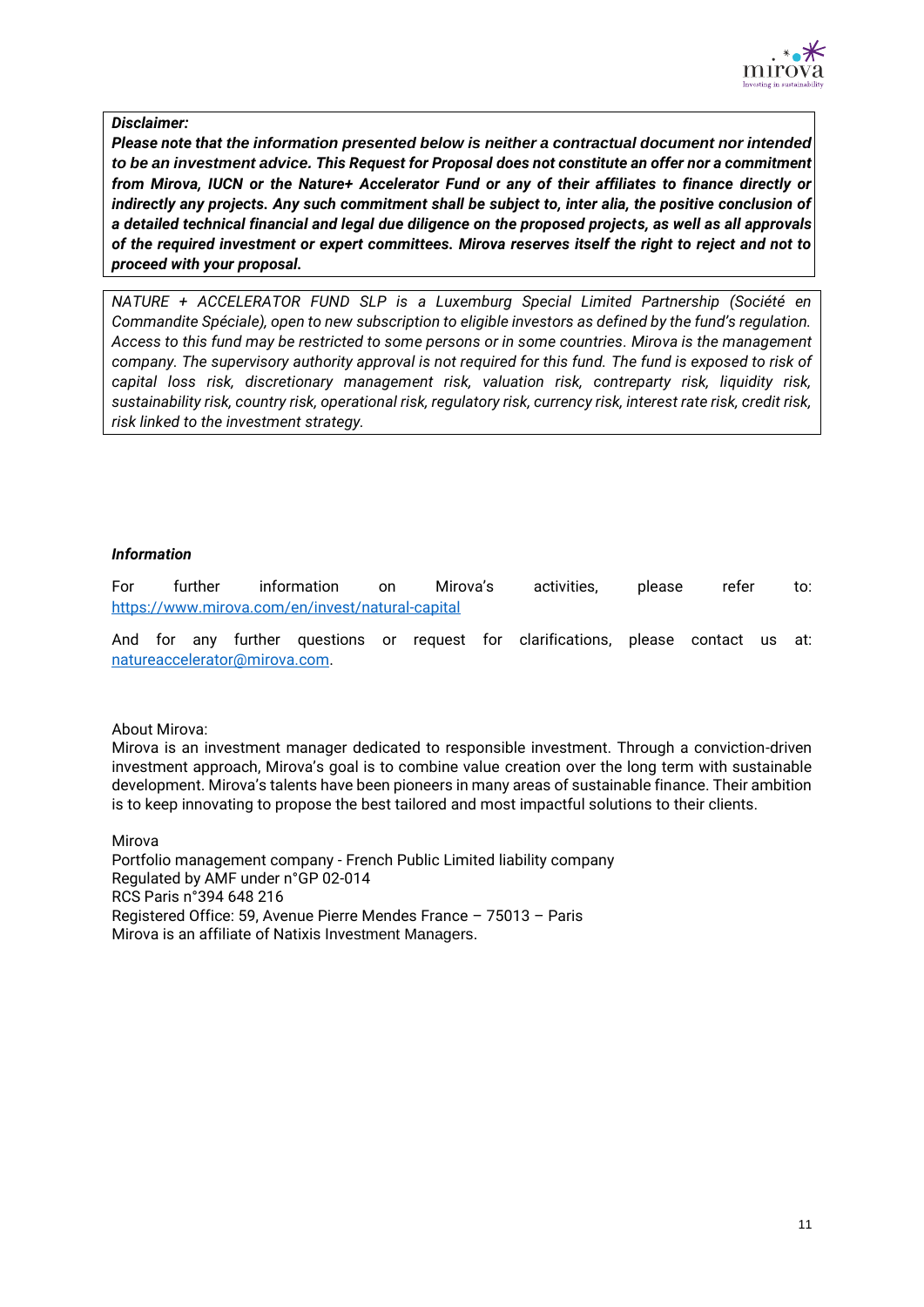***Disclaimer:***
***Please note that the information presented below is neither a contractual document nor intended to be an investment advice. This Request for Proposal does not constitute an offer nor a commitment from Mirova, IUCN or the Nature+ Accelerator Fund or any of their affiliates to finance directly or indirectly any projects. Any such commitment shall be subject to, inter alia, the positive conclusion of a detailed technical financial and legal due diligence on the proposed projects, as well as all approvals of the required investment or expert committees. Mirova reserves itself the right to reject and not to proceed with your proposal.***

*NATURE + ACCELERATOR FUND SLP is a Luxemburg Special Limited Partnership (Société en Commandite Spéciale), open to new subscription to eligible investors as defined by the fund's regulation. Access to this fund may be restricted to some persons or in some countries. Mirova is the management company. The supervisory authority approval is not required for this fund. The fund is exposed to risk of capital loss risk, discretionary management risk, valuation risk, contreparty risk, liquidity risk, sustainability risk, country risk, operational risk, regulatory risk, currency risk, interest rate risk, credit risk, risk linked to the investment strategy.*

***Information***

For further information on Mirova's activities, please refer to: https://www.mirova.com/en/invest/natural-capital

And for any further questions or request for clarifications, please contact us at: natureaccelerator@mirova.com.

About Mirova:
Mirova is an investment manager dedicated to responsible investment. Through a conviction-driven investment approach, Mirova's goal is to combine value creation over the long term with sustainable development. Mirova's talents have been pioneers in many areas of sustainable finance. Their ambition is to keep innovating to propose the best tailored and most impactful solutions to their clients.

Mirova
Portfolio management company - French Public Limited liability company
Regulated by AMF under n°GP 02-014
RCS Paris n°394 648 216
Registered Office: 59, Avenue Pierre Mendes France – 75013 – Paris
Mirova is an affiliate of Natixis Investment Managers.